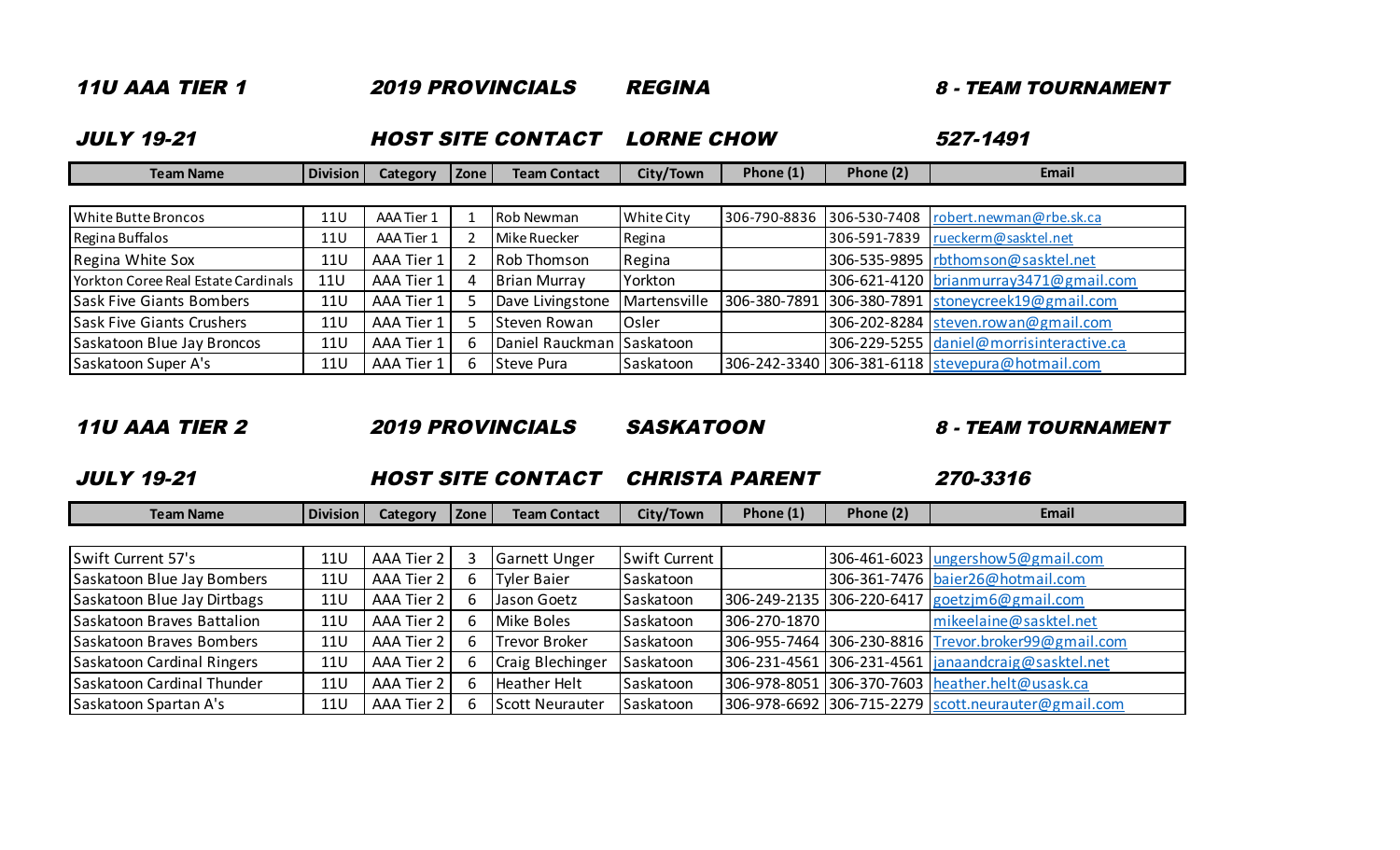### *11U AAA TIER 1* *2019 PROVINCIALS* *REGINA* *8 - TEAM TOURNAMENT*

### *JULY 19-21* *HOST SITE CONTACT* *LORNE CHOW* *527-1491*

| Team Name | Division | Category | Zone | Team Contact | City/Town | Phone (1) | Phone (2) | Email |
|---|---|---|---|---|---|---|---|---|
| White Butte Broncos | 11U | AAA Tier 1 | 1 | Rob Newman | White City | 306-790-8836 | 306-530-7408 | robert.newman@rbe.sk.ca |
| Regina Buffalos | 11U | AAA Tier 1 | 2 | Mike Ruecker | Regina | | 306-591-7839 | rueckerm@sasktel.net |
| Regina White Sox | 11U | AAA Tier 1 | 2 | Rob Thomson | Regina | | 306-535-9895 | rbthomson@sasktel.net |
| Yorkton Coree Real Estate Cardinals | 11U | AAA Tier 1 | 4 | Brian Murray | Yorkton | | 306-621-4120 | brianmurray3471@gmail.com |
| Sask Five Giants Bombers | 11U | AAA Tier 1 | 5 | Dave Livingstone | Martensville | 306-380-7891 | 306-380-7891 | stoneycreek19@gmail.com |
| Sask Five Giants Crushers | 11U | AAA Tier 1 | 5 | Steven Rowan | Osler | | 306-202-8284 | steven.rowan@gmail.com |
| Saskatoon Blue Jay Broncos | 11U | AAA Tier 1 | 6 | Daniel Rauckman | Saskatoon | | 306-229-5255 | daniel@morrisinteractive.ca |
| Saskatoon Super A's | 11U | AAA Tier 1 | 6 | Steve Pura | Saskatoon | 306-242-3340 | 306-381-6118 | stevepura@hotmail.com |

### *11U AAA TIER 2* *2019 PROVINCIALS* *SASKATOON* *8 - TEAM TOURNAMENT*

### *JULY 19-21* *HOST SITE CONTACT* *CHRISTA PARENT* *270-3316*

| Team Name | Division | Category | Zone | Team Contact | City/Town | Phone (1) | Phone (2) | Email |
|---|---|---|---|---|---|---|---|---|
| Swift Current 57's | 11U | AAA Tier 2 | 3 | Garnett Unger | Swift Current | | 306-461-6023 | ungershow5@gmail.com |
| Saskatoon Blue Jay Bombers | 11U | AAA Tier 2 | 6 | Tyler Baier | Saskatoon | | 306-361-7476 | baier26@hotmail.com |
| Saskatoon Blue Jay Dirtbags | 11U | AAA Tier 2 | 6 | Jason Goetz | Saskatoon | 306-249-2135 | 306-220-6417 | goetzjm6@gmail.com |
| Saskatoon Braves Battalion | 11U | AAA Tier 2 | 6 | Mike Boles | Saskatoon | 306-270-1870 | | mikeelaine@sasktel.net |
| Saskatoon Braves Bombers | 11U | AAA Tier 2 | 6 | Trevor Broker | Saskatoon | 306-955-7464 | 306-230-8816 | Trevor.broker99@gmail.com |
| Saskatoon Cardinal Ringers | 11U | AAA Tier 2 | 6 | Craig Blechinger | Saskatoon | 306-231-4561 | 306-231-4561 | janaandcraig@sasktel.net |
| Saskatoon Cardinal Thunder | 11U | AAA Tier 2 | 6 | Heather Helt | Saskatoon | 306-978-8051 | 306-370-7603 | heather.helt@usask.ca |
| Saskatoon Spartan A's | 11U | AAA Tier 2 | 6 | Scott Neurauter | Saskatoon | 306-978-6692 | 306-715-2279 | scott.neurauter@gmail.com |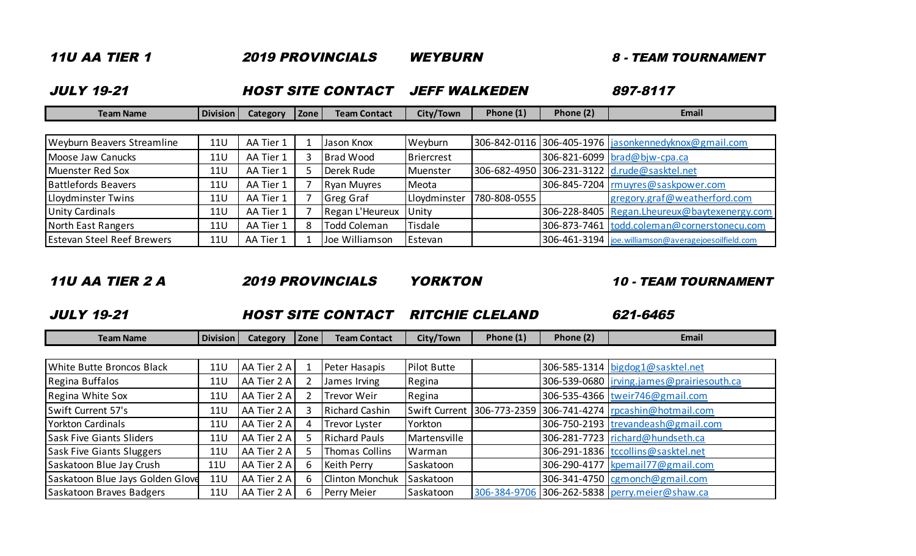***11U AA TIER 1*** ***2019 PROVINCIALS*** ***WEYBURN*** ***8 - TEAM TOURNAMENT***

***JULY 19-21*** ***HOST SITE CONTACT*** ***JEFF WALKEDEN*** ***897-8117***

| Team Name | Division | Category | Zone | Team Contact | City/Town | Phone (1) | Phone (2) | Email |
|---|---|---|---|---|---|---|---|---|
| Weyburn Beavers Streamline | 11U | AA Tier 1 | 1 | Jason Knox | Weyburn | 306-842-0116 | 306-405-1976 | jasonkennedyknox@gmail.com |
| Moose Jaw Canucks | 11U | AA Tier 1 | 3 | Brad Wood | Briercrest | | 306-821-6099 | brad@bjw-cpa.ca |
| Muenster Red Sox | 11U | AA Tier 1 | 5 | Derek Rude | Muenster | 306-682-4950 | 306-231-3122 | d.rude@sasktel.net |
| Battlefords Beavers | 11U | AA Tier 1 | 7 | Ryan Muyres | Meota | | 306-845-7204 | rmuyres@saskpower.com |
| Lloydminster Twins | 11U | AA Tier 1 | 7 | Greg Graf | Lloydminster | 780-808-0555 | | gregory.graf@weatherford.com |
| Unity Cardinals | 11U | AA Tier 1 | 7 | Regan L'Heureux | Unity | | 306-228-8405 | Regan.Lheureux@baytexenergy.com |
| North East Rangers | 11U | AA Tier 1 | 8 | Todd Coleman | Tisdale | | 306-873-7461 | todd.coleman@cornerstonecu.com |
| Estevan Steel Reef Brewers | 11U | AA Tier 1 | 1 | Joe Williamson | Estevan | | 306-461-3194 | joe.williamson@averagejoesoilfield.com |

***11U AA TIER 2 A*** ***2019 PROVINCIALS*** ***YORKTON*** ***10 - TEAM TOURNAMENT***

***JULY 19-21*** ***HOST SITE CONTACT*** ***RITCHIE CLELAND*** ***621-6465***

| Team Name | Division | Category | Zone | Team Contact | City/Town | Phone (1) | Phone (2) | Email |
|---|---|---|---|---|---|---|---|---|
| White Butte Broncos Black | 11U | AA Tier 2 A | 1 | Peter Hasapis | Pilot Butte | | 306-585-1314 | bigdog1@sasktel.net |
| Regina Buffalos | 11U | AA Tier 2 A | 2 | James Irving | Regina | | 306-539-0680 | irving.james@prairiesouth.ca |
| Regina White Sox | 11U | AA Tier 2 A | 2 | Trevor Weir | Regina | | 306-535-4366 | tweir746@gmail.com |
| Swift Current 57's | 11U | AA Tier 2 A | 3 | Richard Cashin | Swift Current | 306-773-2359 | 306-741-4274 | rpcashin@hotmail.com |
| Yorkton Cardinals | 11U | AA Tier 2 A | 4 | Trevor Lyster | Yorkton | | 306-750-2193 | trevandeash@gmail.com |
| Sask Five Giants Sliders | 11U | AA Tier 2 A | 5 | Richard Pauls | Martensville | | 306-281-7723 | richard@hundseth.ca |
| Sask Five Giants Sluggers | 11U | AA Tier 2 A | 5 | Thomas Collins | Warman | | 306-291-1836 | tccollins@sasktel.net |
| Saskatoon Blue Jay Crush | 11U | AA Tier 2 A | 6 | Keith Perry | Saskatoon | | 306-290-4177 | kpemail77@gmail.com |
| Saskatoon Blue Jays Golden Glove | 11U | AA Tier 2 A | 6 | Clinton Monchuk | Saskatoon | | 306-341-4750 | cgmonch@gmail.com |
| Saskatoon Braves Badgers | 11U | AA Tier 2 A | 6 | Perry Meier | Saskatoon | 306-384-9706 | 306-262-5838 | perry.meier@shaw.ca |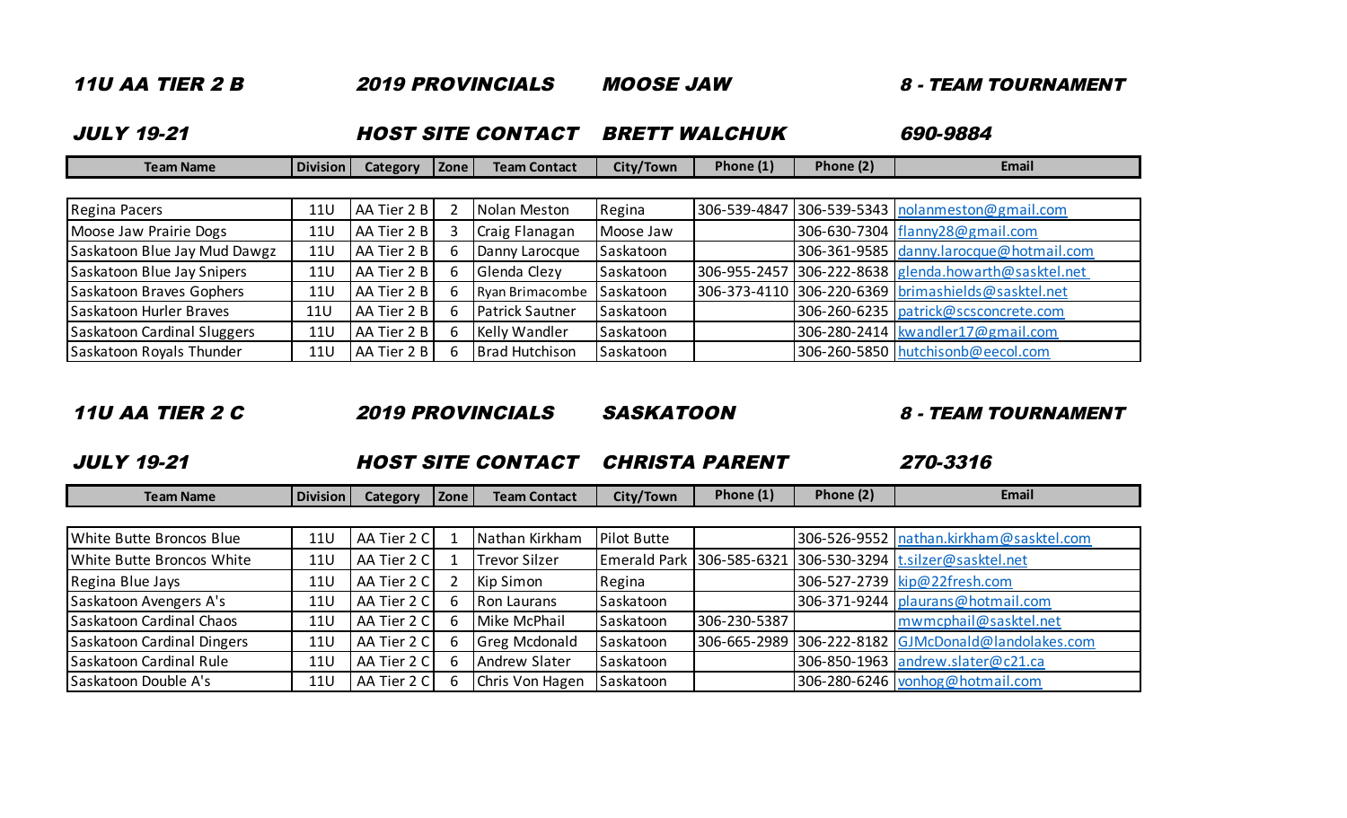***11U AA TIER 2 B*** ***2019 PROVINCIALS*** ***MOOSE JAW*** ***8 - TEAM TOURNAMENT***

***JULY 19-21*** ***HOST SITE CONTACT*** ***BRETT WALCHUK*** ***690-9884***

| Team Name | Division | Category | Zone | Team Contact | City/Town | Phone (1) | Phone (2) | Email |
|---|---|---|---|---|---|---|---|---|
| Regina Pacers | 11U | AA Tier 2 B | 2 | Nolan Meston | Regina | 306-539-4847 | 306-539-5343 | nolanmeston@gmail.com |
| Moose Jaw Prairie Dogs | 11U | AA Tier 2 B | 3 | Craig Flanagan | Moose Jaw | | 306-630-7304 | flanny28@gmail.com |
| Saskatoon Blue Jay Mud Dawgz | 11U | AA Tier 2 B | 6 | Danny Larocque | Saskatoon | | 306-361-9585 | danny.larocque@hotmail.com |
| Saskatoon Blue Jay Snipers | 11U | AA Tier 2 B | 6 | Glenda Clezy | Saskatoon | 306-955-2457 | 306-222-8638 | glenda.howarth@sasktel.net |
| Saskatoon Braves Gophers | 11U | AA Tier 2 B | 6 | Ryan Brimacombe | Saskatoon | 306-373-4110 | 306-220-6369 | brimashields@sasktel.net |
| Saskatoon Hurler Braves | 11U | AA Tier 2 B | 6 | Patrick Sautner | Saskatoon | | 306-260-6235 | patrick@scsconcrete.com |
| Saskatoon Cardinal Sluggers | 11U | AA Tier 2 B | 6 | Kelly Wandler | Saskatoon | | 306-280-2414 | kwandler17@gmail.com |
| Saskatoon Royals Thunder | 11U | AA Tier 2 B | 6 | Brad Hutchison | Saskatoon | | 306-260-5850 | hutchisonb@eecol.com |

***11U AA TIER 2 C*** ***2019 PROVINCIALS*** ***SASKATOON*** ***8 - TEAM TOURNAMENT***

***JULY 19-21*** ***HOST SITE CONTACT*** ***CHRISTA PARENT*** ***270-3316***

| Team Name | Division | Category | Zone | Team Contact | City/Town | Phone (1) | Phone (2) | Email |
|---|---|---|---|---|---|---|---|---|
| White Butte Broncos Blue | 11U | AA Tier 2 C | 1 | Nathan Kirkham | Pilot Butte | | 306-526-9552 | nathan.kirkham@sasktel.com |
| White Butte Broncos White | 11U | AA Tier 2 C | 1 | Trevor Silzer | Emerald Park | 306-585-6321 | 306-530-3294 | t.silzer@sasktel.net |
| Regina Blue Jays | 11U | AA Tier 2 C | 2 | Kip Simon | Regina | | 306-527-2739 | kip@22fresh.com |
| Saskatoon Avengers A's | 11U | AA Tier 2 C | 6 | Ron Laurans | Saskatoon | | 306-371-9244 | plaurans@hotmail.com |
| Saskatoon Cardinal Chaos | 11U | AA Tier 2 C | 6 | Mike McPhail | Saskatoon | 306-230-5387 | | mwmcphail@sasktel.net |
| Saskatoon Cardinal Dingers | 11U | AA Tier 2 C | 6 | Greg Mcdonald | Saskatoon | 306-665-2989 | 306-222-8182 | GJMcDonald@landolakes.com |
| Saskatoon Cardinal Rule | 11U | AA Tier 2 C | 6 | Andrew Slater | Saskatoon | | 306-850-1963 | andrew.slater@c21.ca |
| Saskatoon Double A's | 11U | AA Tier 2 C | 6 | Chris Von Hagen | Saskatoon | | 306-280-6246 | vonhog@hotmail.com |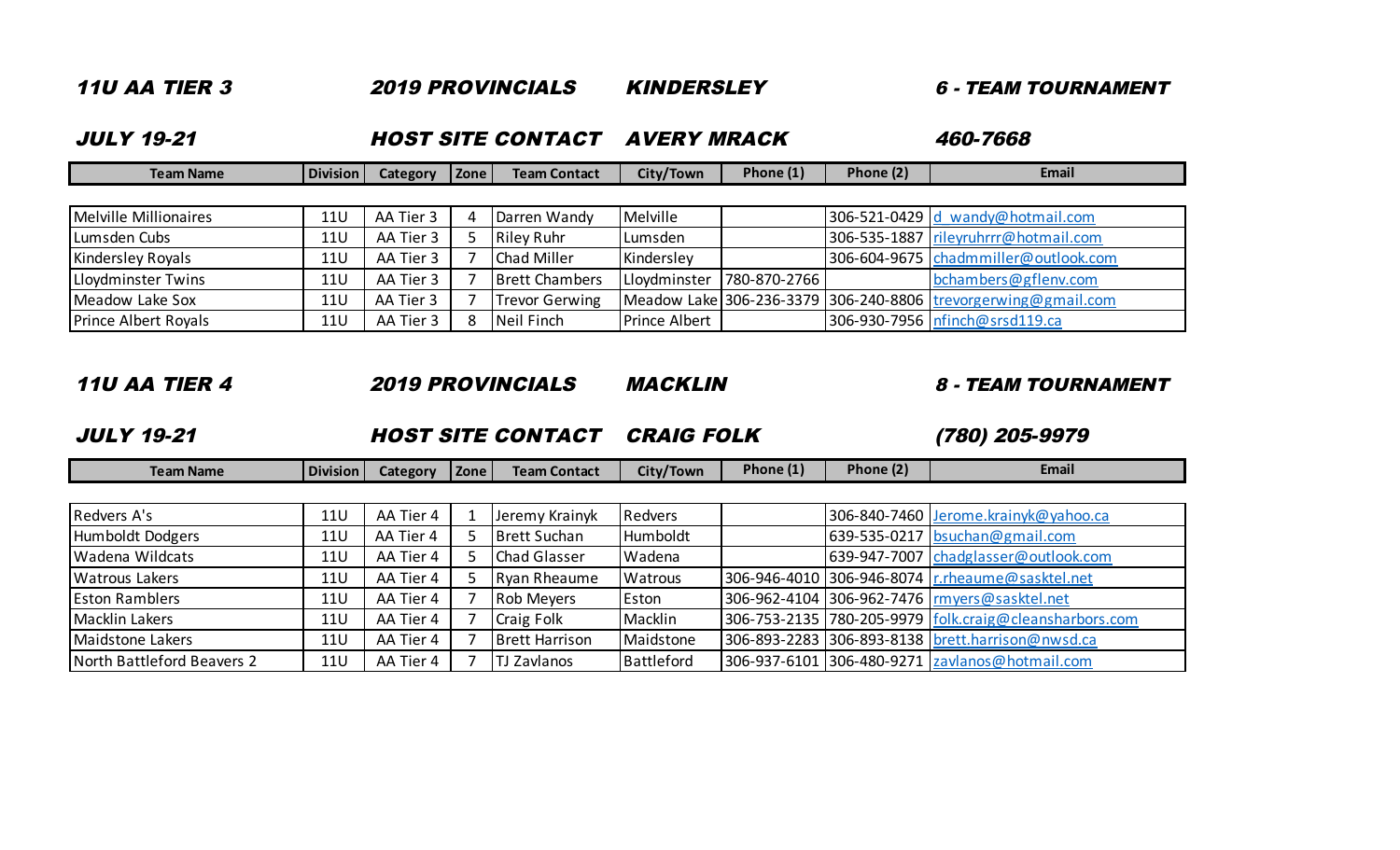### *11U AA TIER 3 — 2019 PROVINCIALS — KINDERSLEY — 6 - TEAM TOURNAMENT*

### *JULY 19-21 — HOST SITE CONTACT — AVERY MRACK — 460-7668*

| Team Name | Division | Category | Zone | Team Contact | City/Town | Phone (1) | Phone (2) | Email |
|---|---|---|---|---|---|---|---|---|
| Melville Millionaires | 11U | AA Tier 3 | 4 | Darren Wandy | Melville | | 306-521-0429 | d_wandy@hotmail.com |
| Lumsden Cubs | 11U | AA Tier 3 | 5 | Riley Ruhr | Lumsden | | 306-535-1887 | rileyruhrrr@hotmail.com |
| Kindersley Royals | 11U | AA Tier 3 | 7 | Chad Miller | Kindersley | | 306-604-9675 | chadmmiller@outlook.com |
| Lloydminster Twins | 11U | AA Tier 3 | 7 | Brett Chambers | Lloydminster | 780-870-2766 | | bchambers@gflenv.com |
| Meadow Lake Sox | 11U | AA Tier 3 | 7 | Trevor Gerwing | Meadow Lake | 306-236-3379 | 306-240-8806 | trevorgerwing@gmail.com |
| Prince Albert Royals | 11U | AA Tier 3 | 8 | Neil Finch | Prince Albert | | 306-930-7956 | nfinch@srsd119.ca |

### *11U AA TIER 4 — 2019 PROVINCIALS — MACKLIN — 8 - TEAM TOURNAMENT*

### *JULY 19-21 — HOST SITE CONTACT — CRAIG FOLK — (780) 205-9979*

| Team Name | Division | Category | Zone | Team Contact | City/Town | Phone (1) | Phone (2) | Email |
|---|---|---|---|---|---|---|---|---|
| Redvers A's | 11U | AA Tier 4 | 1 | Jeremy Krainyk | Redvers | | 306-840-7460 | Jerome.krainyk@yahoo.ca |
| Humboldt Dodgers | 11U | AA Tier 4 | 5 | Brett Suchan | Humboldt | | 639-535-0217 | bsuchan@gmail.com |
| Wadena Wildcats | 11U | AA Tier 4 | 5 | Chad Glasser | Wadena | | 639-947-7007 | chadglasser@outlook.com |
| Watrous Lakers | 11U | AA Tier 4 | 5 | Ryan Rheaume | Watrous | 306-946-4010 | 306-946-8074 | r.rheaume@sasktel.net |
| Eston Ramblers | 11U | AA Tier 4 | 7 | Rob Meyers | Eston | 306-962-4104 | 306-962-7476 | rmyers@sasktel.net |
| Macklin Lakers | 11U | AA Tier 4 | 7 | Craig Folk | Macklin | 306-753-2135 | 780-205-9979 | folk.craig@cleansharbors.com |
| Maidstone Lakers | 11U | AA Tier 4 | 7 | Brett Harrison | Maidstone | 306-893-2283 | 306-893-8138 | brett.harrison@nwsd.ca |
| North Battleford Beavers 2 | 11U | AA Tier 4 | 7 | TJ Zavlanos | Battleford | 306-937-6101 | 306-480-9271 | zavlanos@hotmail.com |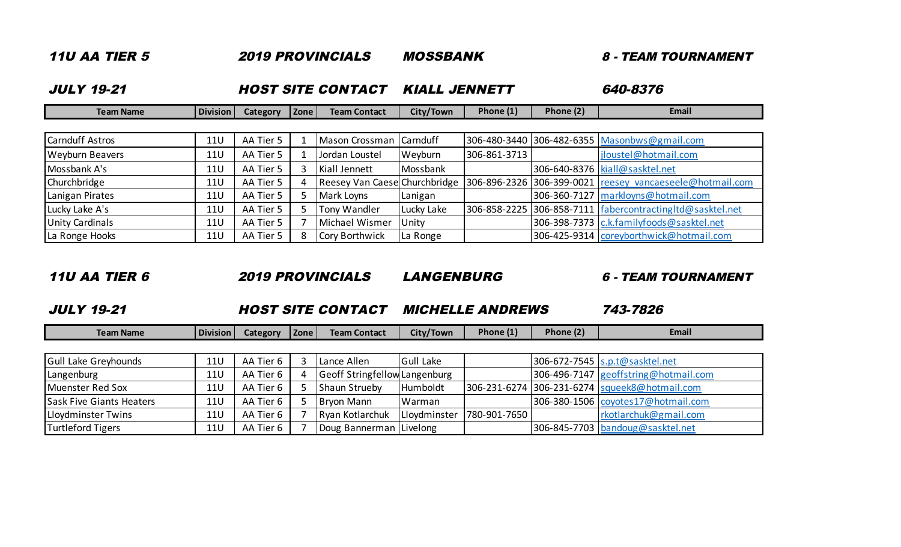**_11U AA TIER 5_** **_2019 PROVINCIALS_** **_MOSSBANK_** **_8 - TEAM TOURNAMENT_**

**_JULY 19-21_** **_HOST SITE CONTACT_** **_KIALL JENNETT_** **_640-8376_**

| Team Name | Division | Category | Zone | Team Contact | City/Town | Phone (1) | Phone (2) | Email |
|---|---|---|---|---|---|---|---|---|
| Carnduff Astros | 11U | AA Tier 5 | 1 | Mason Crossman | Carnduff | 306-480-3440 | 306-482-6355 | Masonbws@gmail.com |
| Weyburn Beavers | 11U | AA Tier 5 | 1 | Jordan Loustel | Weyburn | 306-861-3713 | | jloustel@hotmail.com |
| Mossbank A's | 11U | AA Tier 5 | 3 | Kiall Jennett | Mossbank | | 306-640-8376 | kiall@sasktel.net |
| Churchbridge | 11U | AA Tier 5 | 4 | Reesey Van Caese | Churchbridge | 306-896-2326 | 306-399-0021 | reesey_vancaeseele@hotmail.com |
| Lanigan Pirates | 11U | AA Tier 5 | 5 | Mark Loyns | Lanigan | | 306-360-7127 | markloyns@hotmail.com |
| Lucky Lake A's | 11U | AA Tier 5 | 5 | Tony Wandler | Lucky Lake | 306-858-2225 | 306-858-7111 | fabercontractingltd@sasktel.net |
| Unity Cardinals | 11U | AA Tier 5 | 7 | Michael Wismer | Unity | | 306-398-7373 | c.k.familyfoods@sasktel.net |
| La Ronge Hooks | 11U | AA Tier 5 | 8 | Cory Borthwick | La Ronge | | 306-425-9314 | coreyborthwick@hotmail.com |

**_11U AA TIER 6_** **_2019 PROVINCIALS_** **_LANGENBURG_** **_6 - TEAM TOURNAMENT_**

**_JULY 19-21_** **_HOST SITE CONTACT_** **_MICHELLE ANDREWS_** **_743-7826_**

| Team Name | Division | Category | Zone | Team Contact | City/Town | Phone (1) | Phone (2) | Email |
|---|---|---|---|---|---|---|---|---|
| Gull Lake Greyhounds | 11U | AA Tier 6 | 3 | Lance Allen | Gull Lake | | 306-672-7545 | s.p.t@sasktel.net |
| Langenburg | 11U | AA Tier 6 | 4 | Geoff Stringfellow | Langenburg | | 306-496-7147 | geoffstring@hotmail.com |
| Muenster Red Sox | 11U | AA Tier 6 | 5 | Shaun Strueby | Humboldt | 306-231-6274 | 306-231-6274 | squeek8@hotmail.com |
| Sask Five Giants Heaters | 11U | AA Tier 6 | 5 | Bryon Mann | Warman | | 306-380-1506 | coyotes17@hotmail.com |
| Lloydminster Twins | 11U | AA Tier 6 | 7 | Ryan Kotlarchuk | Lloydminster | 780-901-7650 | | rkotlarchuk@gmail.com |
| Turtleford Tigers | 11U | AA Tier 6 | 7 | Doug Bannerman | Livelong | | 306-845-7703 | bandoug@sasktel.net |